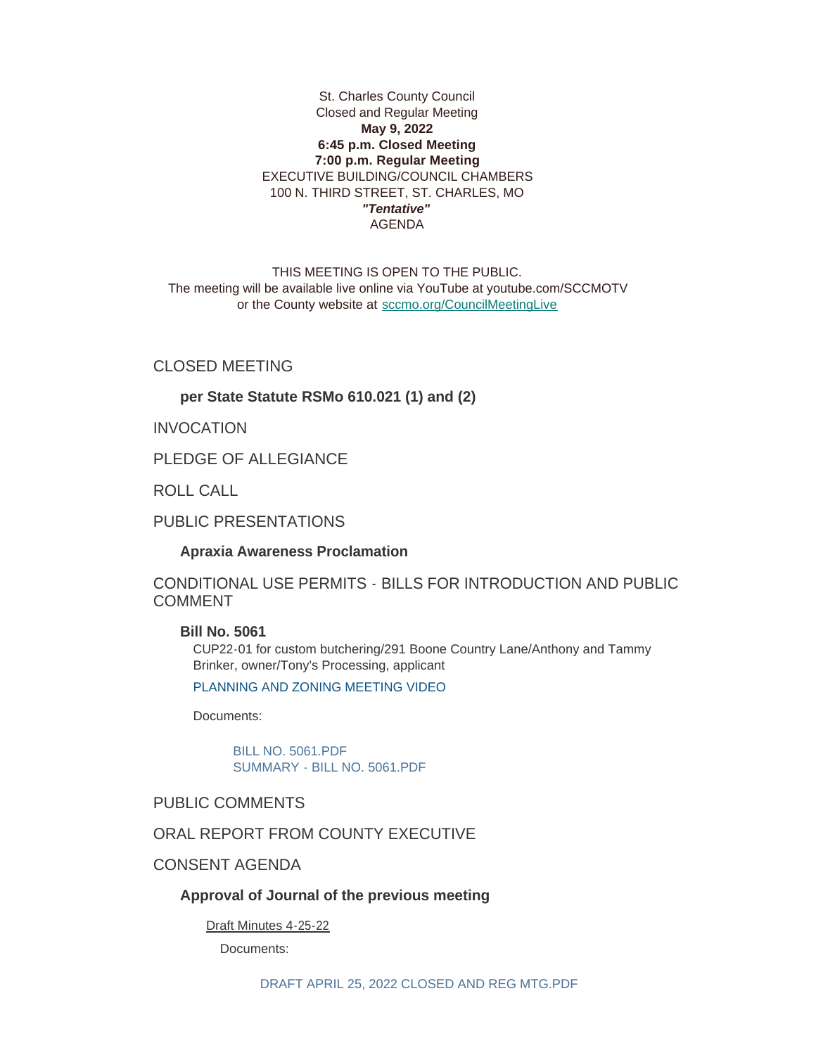St. Charles County Council
Closed and Regular Meeting
**May 9, 2022**
**6:45 p.m. Closed Meeting**
**7:00 p.m. Regular Meeting**
EXECUTIVE BUILDING/COUNCIL CHAMBERS
100 N. THIRD STREET, ST. CHARLES, MO
***"Tentative"***
AGENDA

THIS MEETING IS OPEN TO THE PUBLIC.
The meeting will be available live online via YouTube at youtube.com/SCCMOTV or the County website at [sccmo.org/CouncilMeetingLive](sccmo.org/CouncilMeetingLive)

## CLOSED MEETING

**per State Statute RSMo 610.021 (1) and (2)**

## INVOCATION

## PLEDGE OF ALLEGIANCE

## ROLL CALL

## PUBLIC PRESENTATIONS

**Apraxia Awareness Proclamation**

## CONDITIONAL USE PERMITS - BILLS FOR INTRODUCTION AND PUBLIC COMMENT

**Bill No. 5061**

CUP22-01 for custom butchering/291 Boone Country Lane/Anthony and Tammy Brinker, owner/Tony's Processing, applicant

PLANNING AND ZONING MEETING VIDEO

Documents:

BILL NO. 5061.PDF
SUMMARY - BILL NO. 5061.PDF

## PUBLIC COMMENTS

## ORAL REPORT FROM COUNTY EXECUTIVE

## CONSENT AGENDA

**Approval of Journal of the previous meeting**

Draft Minutes 4-25-22

Documents:

DRAFT APRIL 25, 2022 CLOSED AND REG MTG.PDF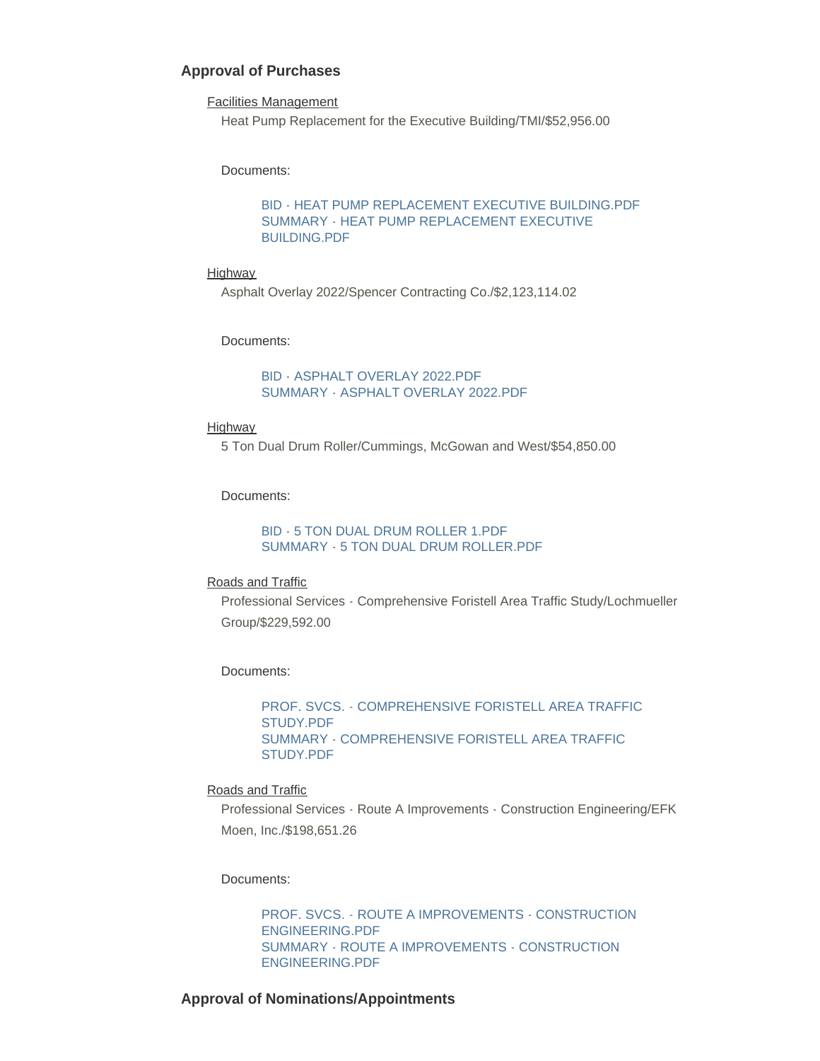### Approval of Purchases

Facilities Management

Heat Pump Replacement for the Executive Building/TMI/$52,956.00

Documents:

- BID - HEAT PUMP REPLACEMENT EXECUTIVE BUILDING.PDF
- SUMMARY - HEAT PUMP REPLACEMENT EXECUTIVE BUILDING.PDF

Highway

Asphalt Overlay 2022/Spencer Contracting Co./$2,123,114.02

Documents:

- BID - ASPHALT OVERLAY 2022.PDF
- SUMMARY - ASPHALT OVERLAY 2022.PDF

Highway

5 Ton Dual Drum Roller/Cummings, McGowan and West/$54,850.00

Documents:

- BID - 5 TON DUAL DRUM ROLLER 1.PDF
- SUMMARY - 5 TON DUAL DRUM ROLLER.PDF

Roads and Traffic

Professional Services - Comprehensive Foristell Area Traffic Study/Lochmueller Group/$229,592.00

Documents:

- PROF. SVCS. - COMPREHENSIVE FORISTELL AREA TRAFFIC STUDY.PDF
- SUMMARY - COMPREHENSIVE FORISTELL AREA TRAFFIC STUDY.PDF

Roads and Traffic

Professional Services - Route A Improvements - Construction Engineering/EFK Moen, Inc./$198,651.26

Documents:

- PROF. SVCS. - ROUTE A IMPROVEMENTS - CONSTRUCTION ENGINEERING.PDF
- SUMMARY - ROUTE A IMPROVEMENTS - CONSTRUCTION ENGINEERING.PDF

### Approval of Nominations/Appointments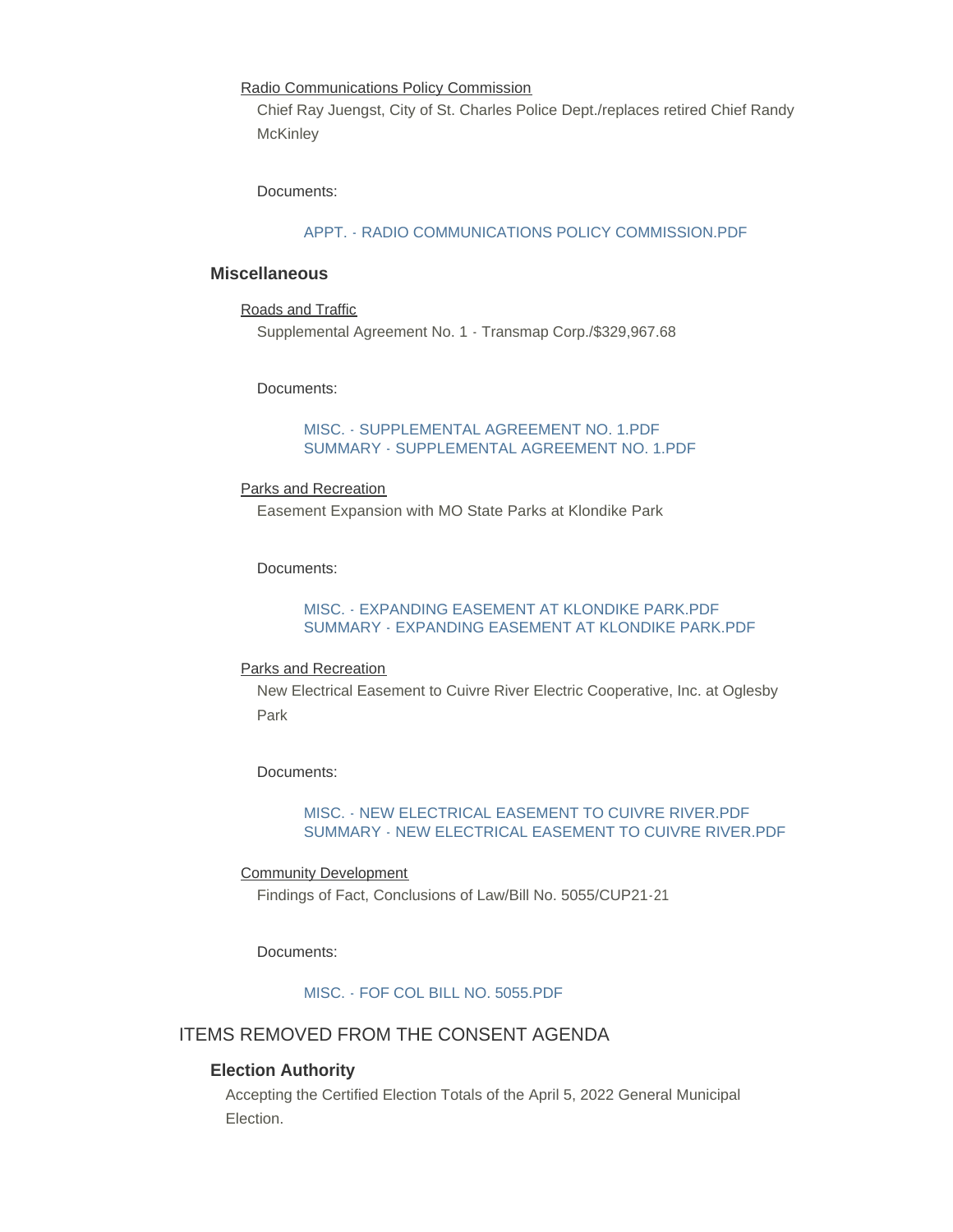Radio Communications Policy Commission

Chief Ray Juengst, City of St. Charles Police Dept./replaces retired Chief Randy McKinley

Documents:

APPT. - RADIO COMMUNICATIONS POLICY COMMISSION.PDF

### Miscellaneous

Roads and Traffic

Supplemental Agreement No. 1 - Transmap Corp./$329,967.68

Documents:

MISC. - SUPPLEMENTAL AGREEMENT NO. 1.PDF
SUMMARY - SUPPLEMENTAL AGREEMENT NO. 1.PDF

Parks and Recreation

Easement Expansion with MO State Parks at Klondike Park

Documents:

MISC. - EXPANDING EASEMENT AT KLONDIKE PARK.PDF
SUMMARY - EXPANDING EASEMENT AT KLONDIKE PARK.PDF

Parks and Recreation

New Electrical Easement to Cuivre River Electric Cooperative, Inc. at Oglesby Park

Documents:

MISC. - NEW ELECTRICAL EASEMENT TO CUIVRE RIVER.PDF
SUMMARY - NEW ELECTRICAL EASEMENT TO CUIVRE RIVER.PDF

Community Development

Findings of Fact, Conclusions of Law/Bill No. 5055/CUP21-21

Documents:

MISC. - FOF COL BILL NO. 5055.PDF

## ITEMS REMOVED FROM THE CONSENT AGENDA

### Election Authority

Accepting the Certified Election Totals of the April 5, 2022 General Municipal Election.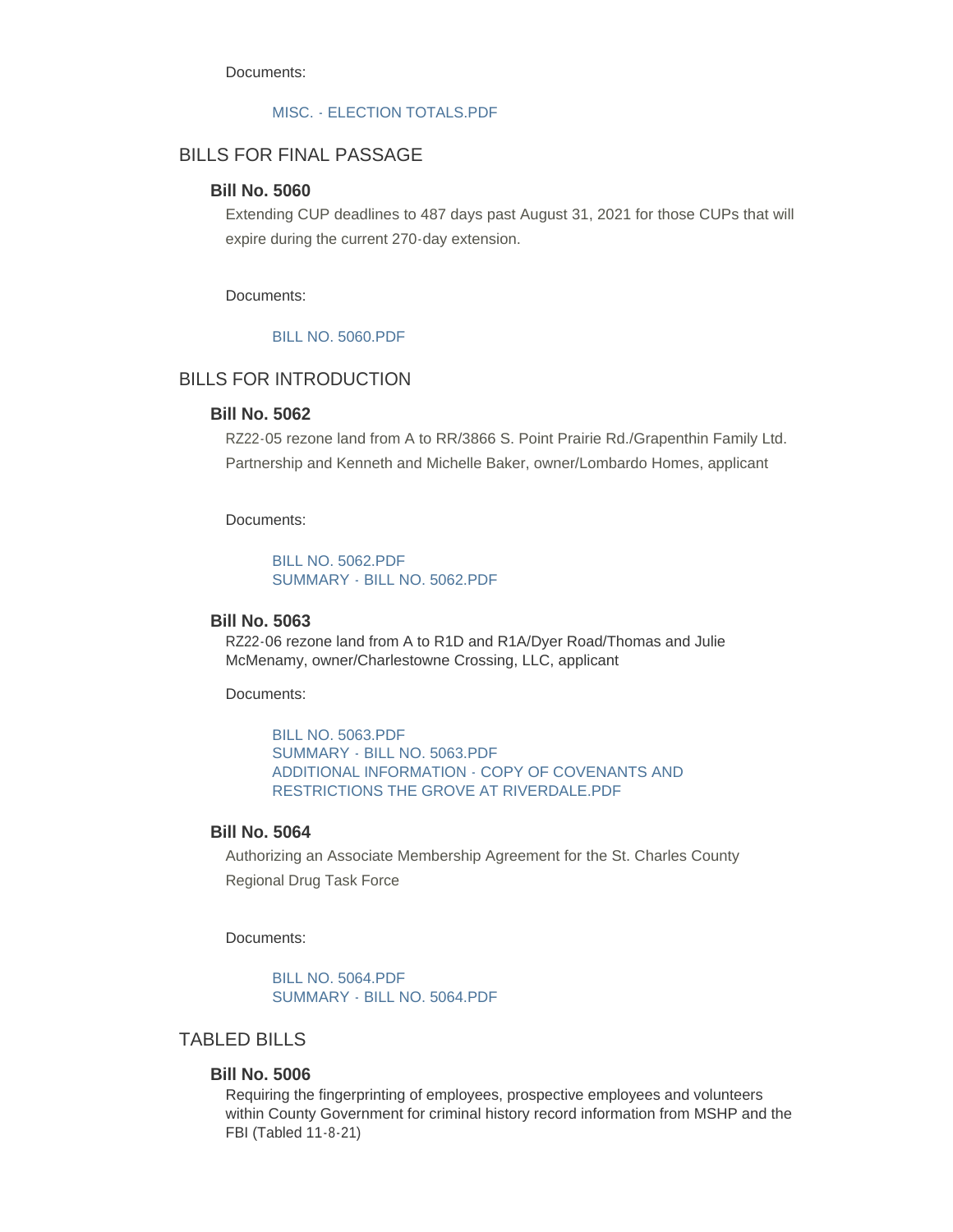Documents:

MISC. - ELECTION TOTALS.PDF

## BILLS FOR FINAL PASSAGE

### Bill No. 5060

Extending CUP deadlines to 487 days past August 31, 2021 for those CUPs that will expire during the current 270-day extension.

Documents:

BILL NO. 5060.PDF

## BILLS FOR INTRODUCTION

### Bill No. 5062

RZ22-05 rezone land from A to RR/3866 S. Point Prairie Rd./Grapenthin Family Ltd. Partnership and Kenneth and Michelle Baker, owner/Lombardo Homes, applicant

Documents:

BILL NO. 5062.PDF
SUMMARY - BILL NO. 5062.PDF

### Bill No. 5063

RZ22-06 rezone land from A to R1D and R1A/Dyer Road/Thomas and Julie McMenamy, owner/Charlestowne Crossing, LLC, applicant

Documents:

BILL NO. 5063.PDF
SUMMARY - BILL NO. 5063.PDF
ADDITIONAL INFORMATION - COPY OF COVENANTS AND RESTRICTIONS THE GROVE AT RIVERDALE.PDF

### Bill No. 5064

Authorizing an Associate Membership Agreement for the St. Charles County Regional Drug Task Force

Documents:

BILL NO. 5064.PDF
SUMMARY - BILL NO. 5064.PDF

## TABLED BILLS

### Bill No. 5006

Requiring the fingerprinting of employees, prospective employees and volunteers within County Government for criminal history record information from MSHP and the FBI (Tabled 11-8-21)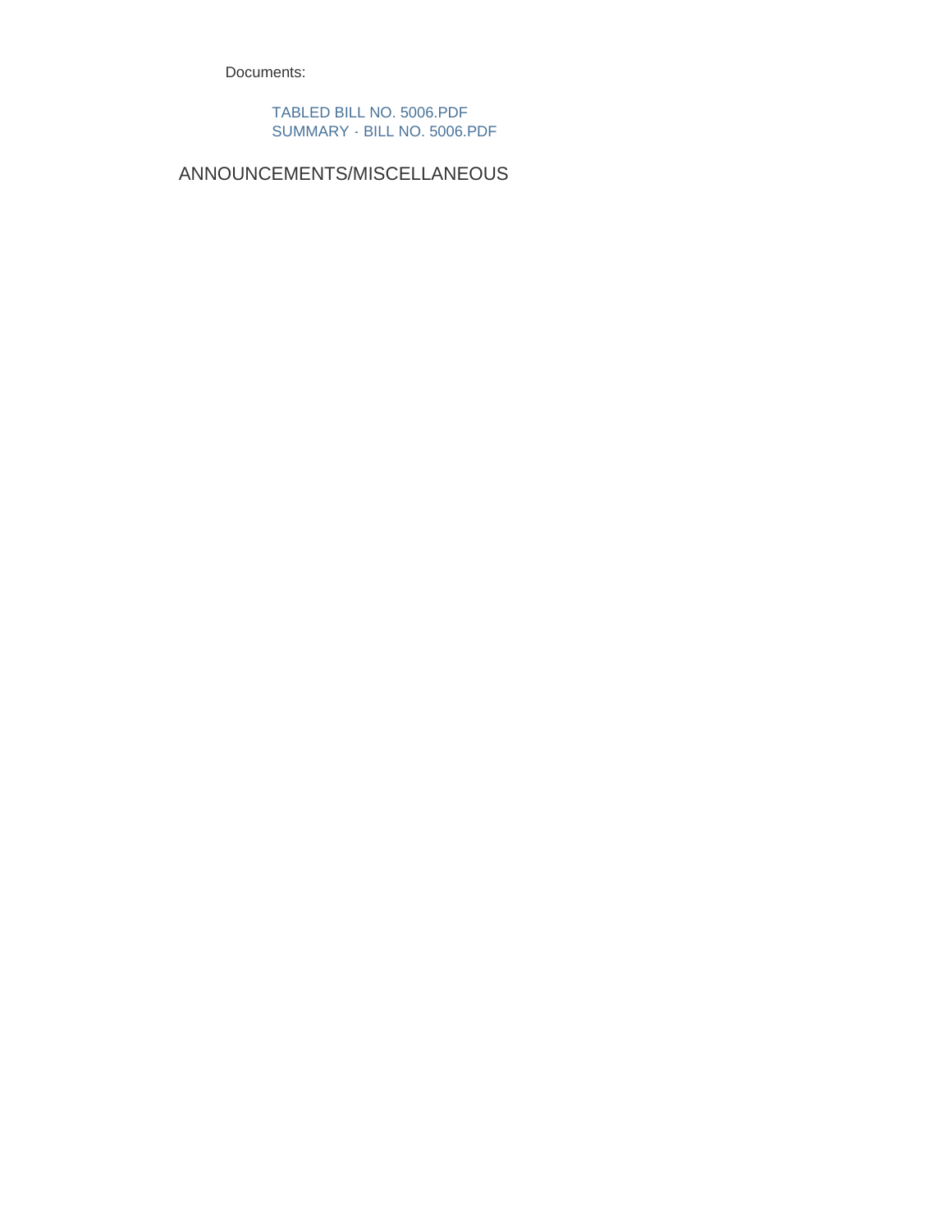Documents:

- TABLED BILL NO. 5006.PDF
- SUMMARY - BILL NO. 5006.PDF

## ANNOUNCEMENTS/MISCELLANEOUS